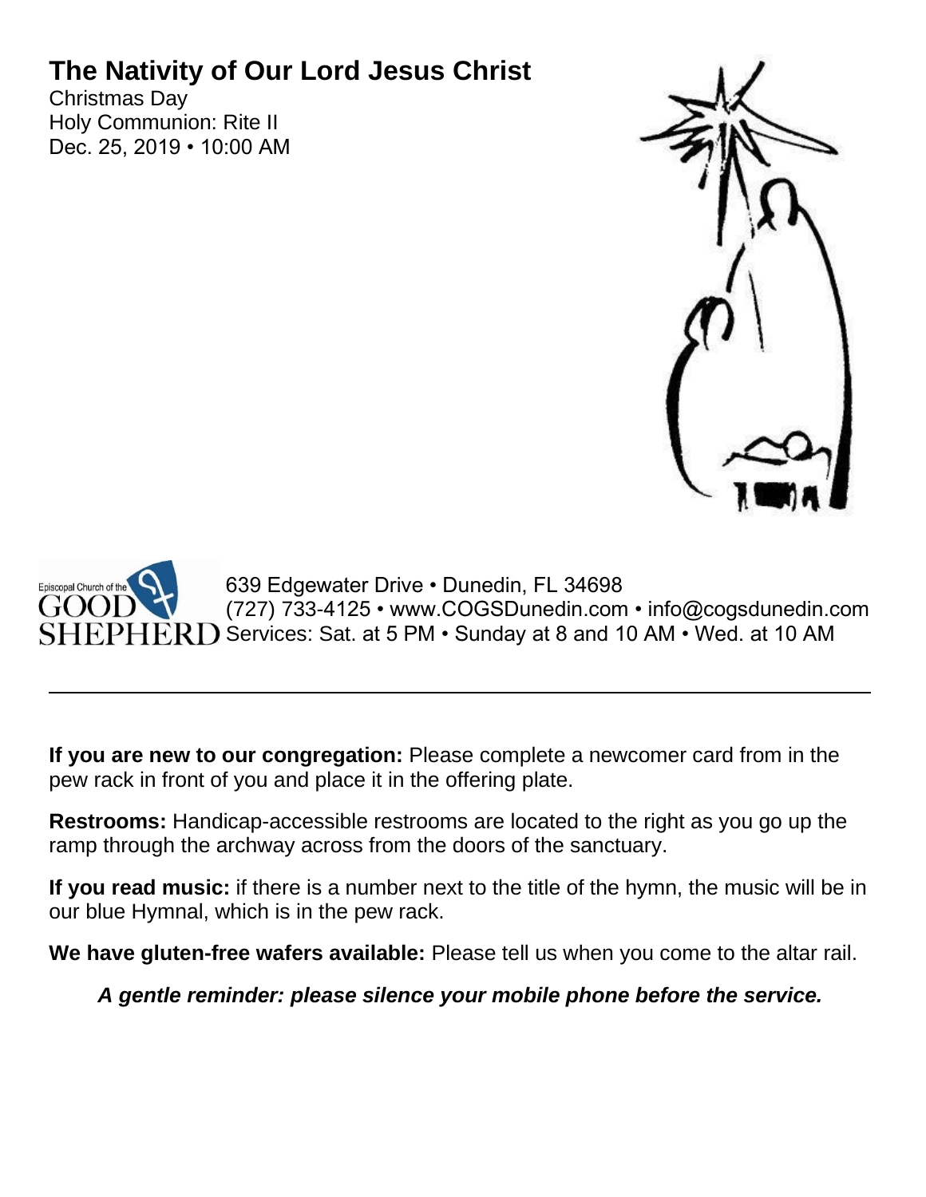# The Nativity of Our Lord Jesus Christ

Christmas Day
Holy Communion: Rite II
Dec. 25, 2019 • 10:00 AM

Episcopal Church of the GOOD SHEPHERD

639 Edgewater Drive • Dunedin, FL 34698
(727) 733-4125 • www.COGSDunedin.com • info@cogsdunedin.com
Services: Sat. at 5 PM • Sunday at 8 and 10 AM • Wed. at 10 AM

---

**If you are new to our congregation:** Please complete a newcomer card from in the pew rack in front of you and place it in the offering plate.

**Restrooms:** Handicap-accessible restrooms are located to the right as you go up the ramp through the archway across from the doors of the sanctuary.

**If you read music:** if there is a number next to the title of the hymn, the music will be in our blue Hymnal, which is in the pew rack.

**We have gluten-free wafers available:** Please tell us when you come to the altar rail.

***A gentle reminder: please silence your mobile phone before the service.***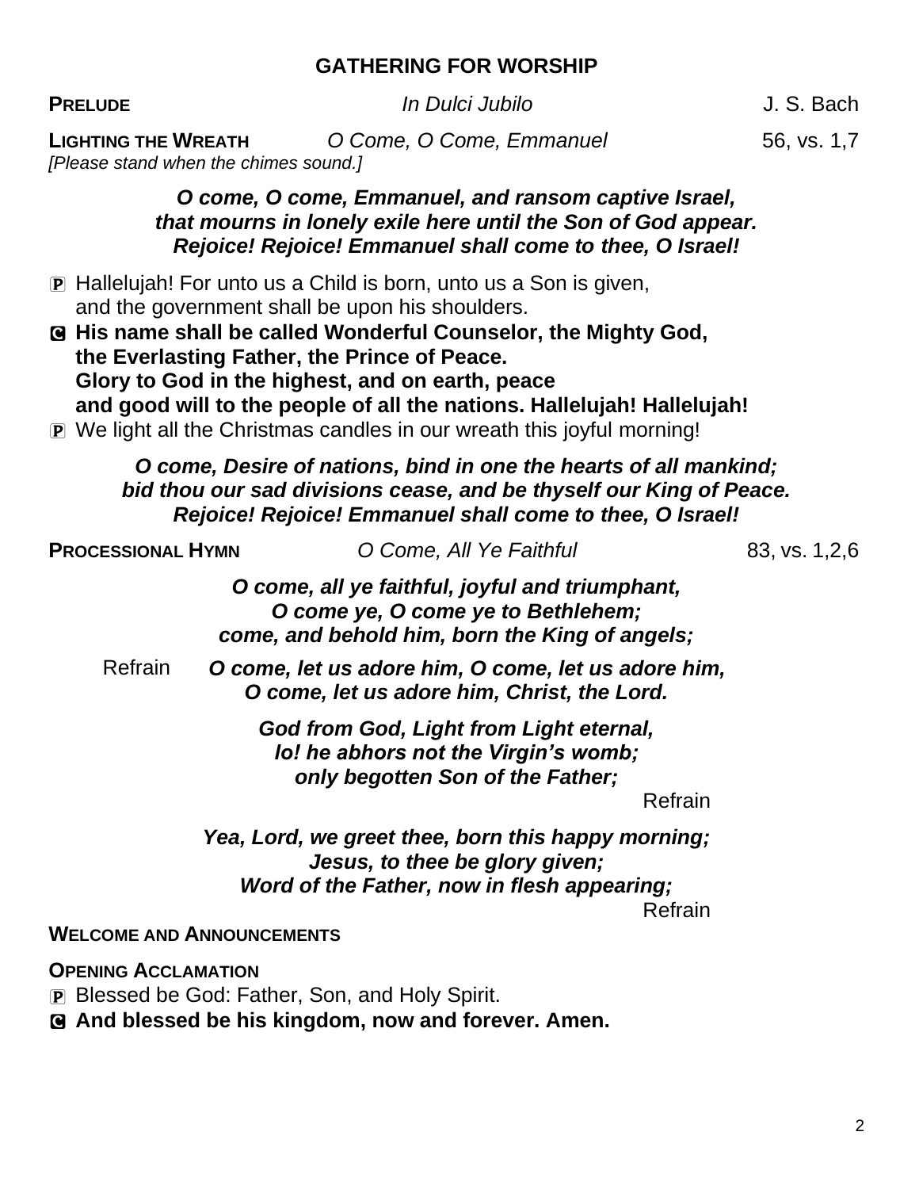## GATHERING FOR WORSHIP

**PRELUDE** *In Dulci Jubilo* J. S. Bach

**LIGHTING THE WREATH** *O Come, O Come, Emmanuel* 56, vs. 1,7
*[Please stand when the chimes sound.]*

***O come, O come, Emmanuel, and ransom captive Israel,***
***that mourns in lonely exile here until the Son of God appear.***
***Rejoice! Rejoice! Emmanuel shall come to thee, O Israel!***

P Hallelujah! For unto us a Child is born, unto us a Son is given,
and the government shall be upon his shoulders.

**C His name shall be called Wonderful Counselor, the Mighty God,**
**the Everlasting Father, the Prince of Peace.**
**Glory to God in the highest, and on earth, peace**
**and good will to the people of all the nations. Hallelujah! Hallelujah!**

P We light all the Christmas candles in our wreath this joyful morning!

***O come, Desire of nations, bind in one the hearts of all mankind;***
***bid thou our sad divisions cease, and be thyself our King of Peace.***
***Rejoice! Rejoice! Emmanuel shall come to thee, O Israel!***

**PROCESSIONAL HYMN** *O Come, All Ye Faithful* 83, vs. 1,2,6

***O come, all ye faithful, joyful and triumphant,***
***O come ye, O come ye to Bethlehem;***
***come, and behold him, born the King of angels;***

Refrain ***O come, let us adore him, O come, let us adore him,***
***O come, let us adore him, Christ, the Lord.***

***God from God, Light from Light eternal,***
***lo! he abhors not the Virgin's womb;***
***only begotten Son of the Father;***
Refrain

***Yea, Lord, we greet thee, born this happy morning;***
***Jesus, to thee be glory given;***
***Word of the Father, now in flesh appearing;***
Refrain

**WELCOME AND ANNOUNCEMENTS**

**OPENING ACCLAMATION**

P Blessed be God: Father, Son, and Holy Spirit.

**C And blessed be his kingdom, now and forever. Amen.**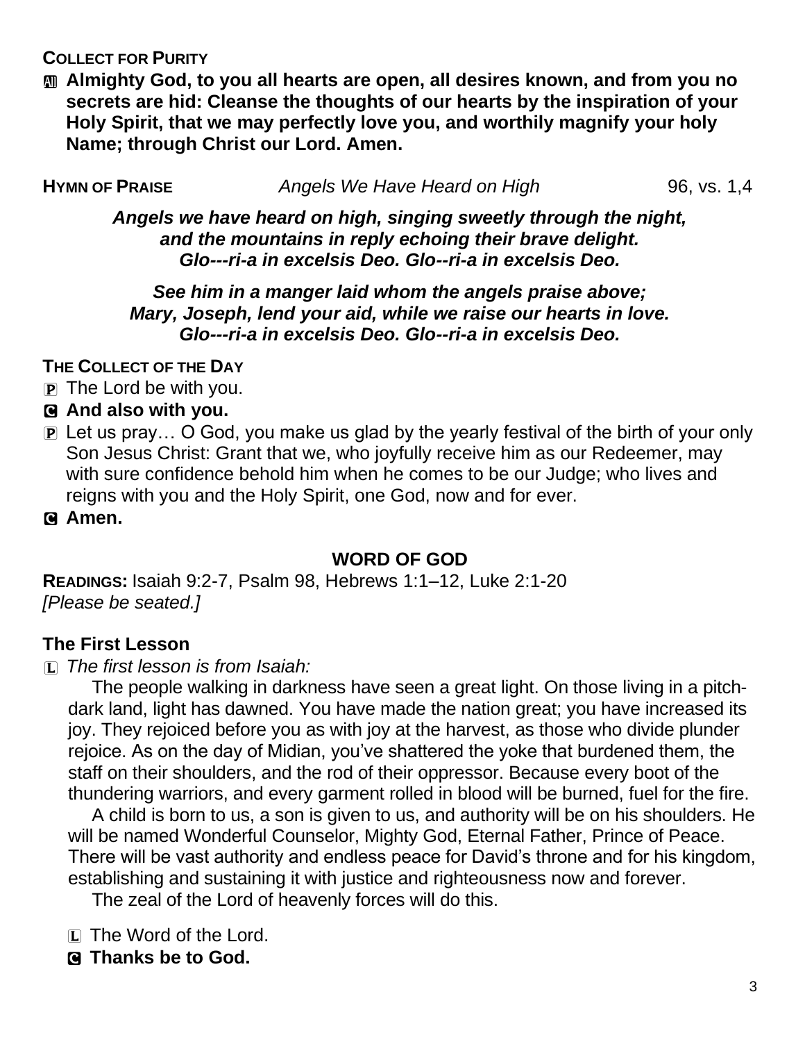**COLLECT FOR PURITY**

**A Almighty God, to you all hearts are open, all desires known, and from you no secrets are hid: Cleanse the thoughts of our hearts by the inspiration of your Holy Spirit, that we may perfectly love you, and worthily magnify your holy Name; through Christ our Lord. Amen.**

**HYMN OF PRAISE** *Angels We Have Heard on High* 96, vs. 1,4

***Angels we have heard on high, singing sweetly through the night,***
***and the mountains in reply echoing their brave delight.***
***Glo---ri-a in excelsis Deo. Glo--ri-a in excelsis Deo.***

***See him in a manger laid whom the angels praise above;***
***Mary, Joseph, lend your aid, while we raise our hearts in love.***
***Glo---ri-a in excelsis Deo. Glo--ri-a in excelsis Deo.***

**THE COLLECT OF THE DAY**

P The Lord be with you.

**C And also with you.**

P Let us pray… O God, you make us glad by the yearly festival of the birth of your only Son Jesus Christ: Grant that we, who joyfully receive him as our Redeemer, may with sure confidence behold him when he comes to be our Judge; who lives and reigns with you and the Holy Spirit, one God, now and for ever.

**C Amen.**

## WORD OF GOD

**READINGS:** Isaiah 9:2-7, Psalm 98, Hebrews 1:1–12, Luke 2:1-20
*[Please be seated.]*

### The First Lesson

L *The first lesson is from Isaiah:*

The people walking in darkness have seen a great light. On those living in a pitch-dark land, light has dawned. You have made the nation great; you have increased its joy. They rejoiced before you as with joy at the harvest, as those who divide plunder rejoice. As on the day of Midian, you've shattered the yoke that burdened them, the staff on their shoulders, and the rod of their oppressor. Because every boot of the thundering warriors, and every garment rolled in blood will be burned, fuel for the fire.

A child is born to us, a son is given to us, and authority will be on his shoulders. He will be named Wonderful Counselor, Mighty God, Eternal Father, Prince of Peace. There will be vast authority and endless peace for David's throne and for his kingdom, establishing and sustaining it with justice and righteousness now and forever.

The zeal of the Lord of heavenly forces will do this.

L The Word of the Lord.

**C Thanks be to God.**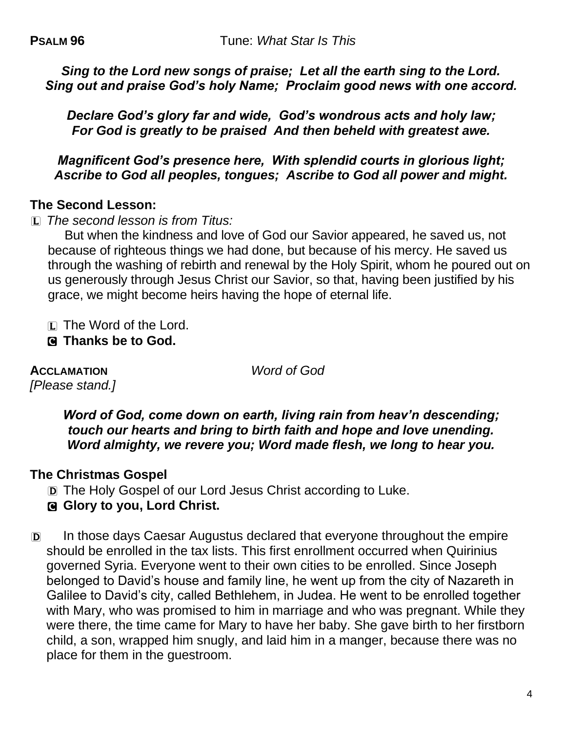**PSALM 96** Tune: *What Star Is This*

***Sing to the Lord new songs of praise; Let all the earth sing to the Lord.***
***Sing out and praise God's holy Name; Proclaim good news with one accord.***

***Declare God's glory far and wide, God's wondrous acts and holy law;***
***For God is greatly to be praised And then beheld with greatest awe.***

***Magnificent God's presence here, With splendid courts in glorious light;***
***Ascribe to God all peoples, tongues; Ascribe to God all power and might.***

## The Second Lesson:

L *The second lesson is from Titus:*

But when the kindness and love of God our Savior appeared, he saved us, not because of righteous things we had done, but because of his mercy. He saved us through the washing of rebirth and renewal by the Holy Spirit, whom he poured out on us generously through Jesus Christ our Savior, so that, having been justified by his grace, we might become heirs having the hope of eternal life.

L The Word of the Lord.
C **Thanks be to God.**

**ACCLAMATION** *Word of God*
*[Please stand.]*

***Word of God, come down on earth, living rain from heav'n descending;***
***touch our hearts and bring to birth faith and hope and love unending.***
***Word almighty, we revere you; Word made flesh, we long to hear you.***

## The Christmas Gospel

D The Holy Gospel of our Lord Jesus Christ according to Luke.
C **Glory to you, Lord Christ.**

D In those days Caesar Augustus declared that everyone throughout the empire should be enrolled in the tax lists. This first enrollment occurred when Quirinius governed Syria. Everyone went to their own cities to be enrolled. Since Joseph belonged to David's house and family line, he went up from the city of Nazareth in Galilee to David's city, called Bethlehem, in Judea. He went to be enrolled together with Mary, who was promised to him in marriage and who was pregnant. While they were there, the time came for Mary to have her baby. She gave birth to her firstborn child, a son, wrapped him snugly, and laid him in a manger, because there was no place for them in the guestroom.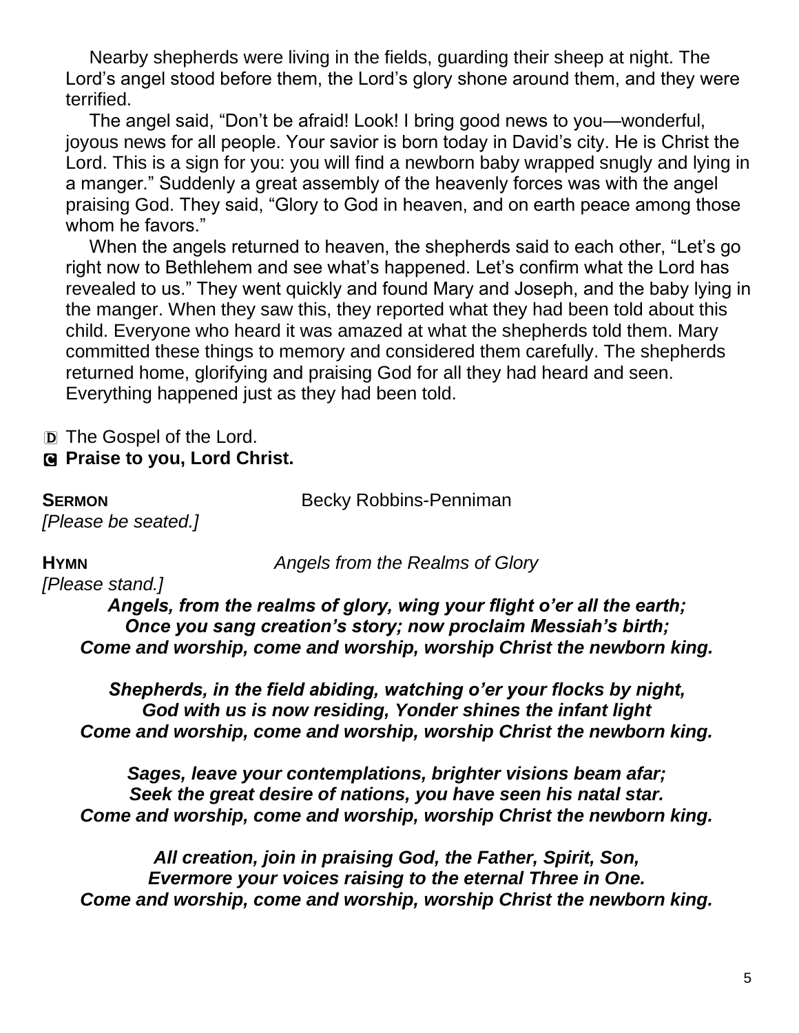Nearby shepherds were living in the fields, guarding their sheep at night. The Lord's angel stood before them, the Lord's glory shone around them, and they were terrified.

The angel said, "Don't be afraid! Look! I bring good news to you—wonderful, joyous news for all people. Your savior is born today in David's city. He is Christ the Lord. This is a sign for you: you will find a newborn baby wrapped snugly and lying in a manger." Suddenly a great assembly of the heavenly forces was with the angel praising God. They said, "Glory to God in heaven, and on earth peace among those whom he favors."

When the angels returned to heaven, the shepherds said to each other, "Let's go right now to Bethlehem and see what's happened. Let's confirm what the Lord has revealed to us." They went quickly and found Mary and Joseph, and the baby lying in the manger. When they saw this, they reported what they had been told about this child. Everyone who heard it was amazed at what the shepherds told them. Mary committed these things to memory and considered them carefully. The shepherds returned home, glorifying and praising God for all they had heard and seen. Everything happened just as they had been told.

D The Gospel of the Lord.
**C Praise to you, Lord Christ.**

**SERMON** Becky Robbins-Penniman
*[Please be seated.]*

**HYMN** *Angels from the Realms of Glory*
*[Please stand.]*

***Angels, from the realms of glory, wing your flight o'er all the earth;***
***Once you sang creation's story; now proclaim Messiah's birth;***
***Come and worship, come and worship, worship Christ the newborn king.***

***Shepherds, in the field abiding, watching o'er your flocks by night,***
***God with us is now residing, Yonder shines the infant light***
***Come and worship, come and worship, worship Christ the newborn king.***

***Sages, leave your contemplations, brighter visions beam afar;***
***Seek the great desire of nations, you have seen his natal star.***
***Come and worship, come and worship, worship Christ the newborn king.***

***All creation, join in praising God, the Father, Spirit, Son,***
***Evermore your voices raising to the eternal Three in One.***
***Come and worship, come and worship, worship Christ the newborn king.***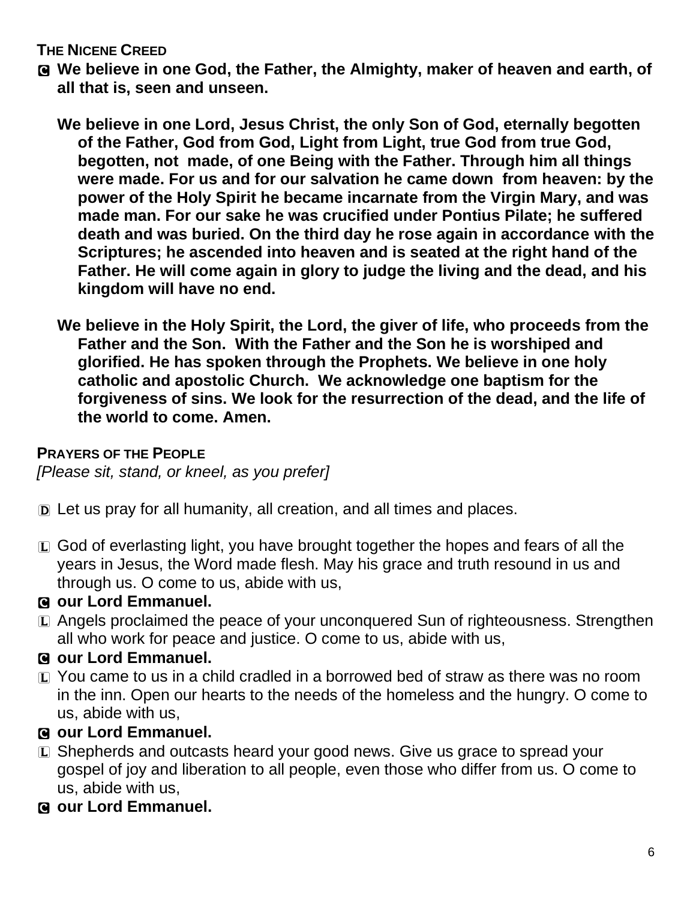**THE NICENE CREED**

Ⓒ **We believe in one God, the Father, the Almighty, maker of heaven and earth, of all that is, seen and unseen.**

**We believe in one Lord, Jesus Christ, the only Son of God, eternally begotten of the Father, God from God, Light from Light, true God from true God, begotten, not made, of one Being with the Father. Through him all things were made. For us and for our salvation he came down from heaven: by the power of the Holy Spirit he became incarnate from the Virgin Mary, and was made man. For our sake he was crucified under Pontius Pilate; he suffered death and was buried. On the third day he rose again in accordance with the Scriptures; he ascended into heaven and is seated at the right hand of the Father. He will come again in glory to judge the living and the dead, and his kingdom will have no end.**

**We believe in the Holy Spirit, the Lord, the giver of life, who proceeds from the Father and the Son. With the Father and the Son he is worshiped and glorified. He has spoken through the Prophets. We believe in one holy catholic and apostolic Church. We acknowledge one baptism for the forgiveness of sins. We look for the resurrection of the dead, and the life of the world to come. Amen.**

**PRAYERS OF THE PEOPLE**

*[Please sit, stand, or kneel, as you prefer]*

Ⓓ Let us pray for all humanity, all creation, and all times and places.

Ⓛ God of everlasting light, you have brought together the hopes and fears of all the years in Jesus, the Word made flesh. May his grace and truth resound in us and through us. O come to us, abide with us,

Ⓒ **our Lord Emmanuel.**

Ⓛ Angels proclaimed the peace of your unconquered Sun of righteousness. Strengthen all who work for peace and justice. O come to us, abide with us,

Ⓒ **our Lord Emmanuel.**

Ⓛ You came to us in a child cradled in a borrowed bed of straw as there was no room in the inn. Open our hearts to the needs of the homeless and the hungry. O come to us, abide with us,

Ⓒ **our Lord Emmanuel.**

Ⓛ Shepherds and outcasts heard your good news. Give us grace to spread your gospel of joy and liberation to all people, even those who differ from us. O come to us, abide with us,

Ⓒ **our Lord Emmanuel.**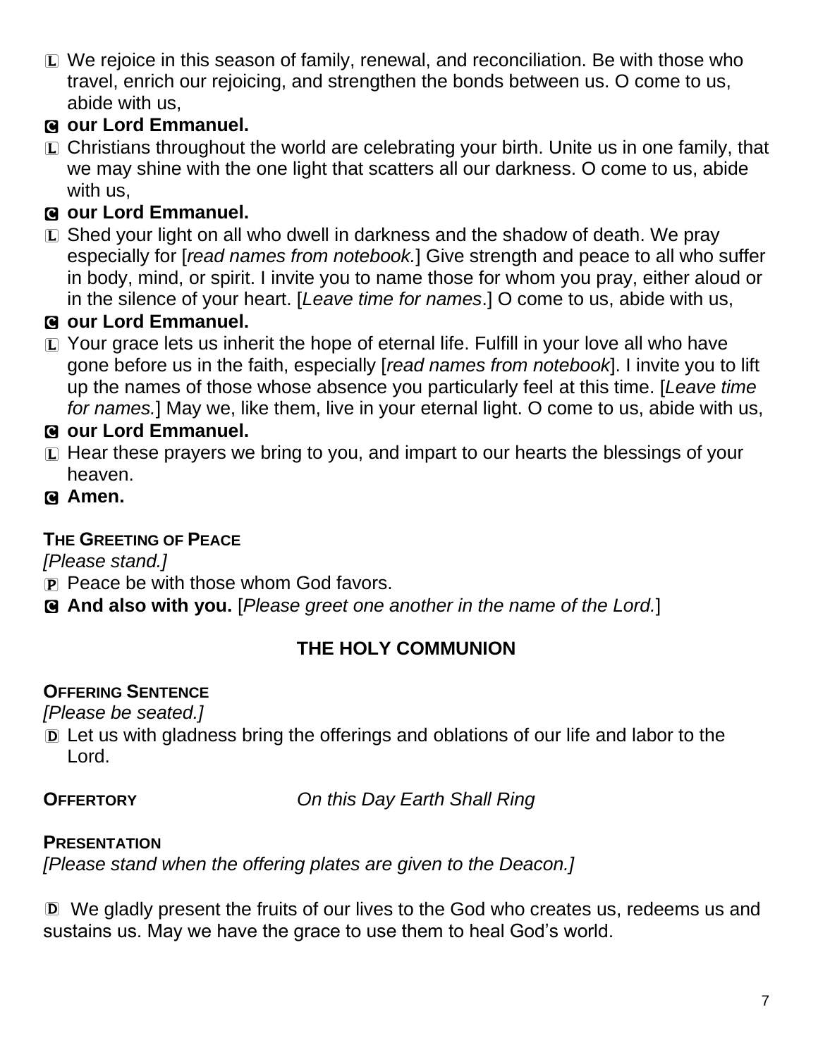Ⓛ We rejoice in this season of family, renewal, and reconciliation. Be with those who travel, enrich our rejoicing, and strengthen the bonds between us. O come to us, abide with us,

Ⓒ **our Lord Emmanuel.**

Ⓛ Christians throughout the world are celebrating your birth. Unite us in one family, that we may shine with the one light that scatters all our darkness. O come to us, abide with us,

Ⓒ **our Lord Emmanuel.**

Ⓛ Shed your light on all who dwell in darkness and the shadow of death. We pray especially for [*read names from notebook.*] Give strength and peace to all who suffer in body, mind, or spirit. I invite you to name those for whom you pray, either aloud or in the silence of your heart. [*Leave time for names*.] O come to us, abide with us,

Ⓒ **our Lord Emmanuel.**

Ⓛ Your grace lets us inherit the hope of eternal life. Fulfill in your love all who have gone before us in the faith, especially [*read names from notebook*]. I invite you to lift up the names of those whose absence you particularly feel at this time. [*Leave time for names.*] May we, like them, live in your eternal light. O come to us, abide with us,

Ⓒ **our Lord Emmanuel.**

Ⓛ Hear these prayers we bring to you, and impart to our hearts the blessings of your heaven.

Ⓒ **Amen.**

**THE GREETING OF PEACE**

*[Please stand.]*

Ⓟ Peace be with those whom God favors.

Ⓒ **And also with you.** [*Please greet one another in the name of the Lord.*]

## THE HOLY COMMUNION

**OFFERING SENTENCE**

*[Please be seated.]*

Ⓓ Let us with gladness bring the offerings and oblations of our life and labor to the Lord.

**OFFERTORY** *On this Day Earth Shall Ring*

**PRESENTATION**

*[Please stand when the offering plates are given to the Deacon.]*

Ⓓ We gladly present the fruits of our lives to the God who creates us, redeems us and sustains us. May we have the grace to use them to heal God's world.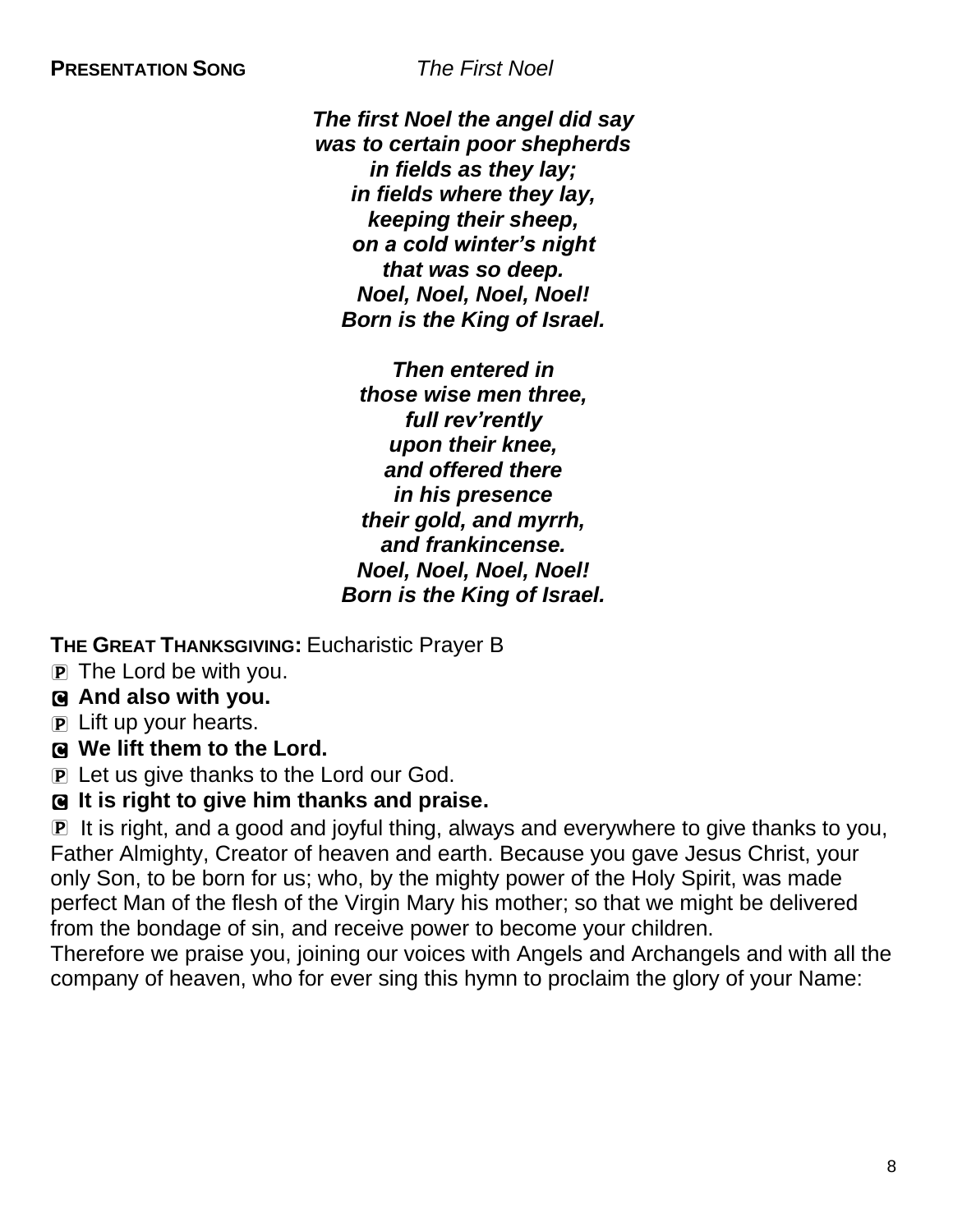**PRESENTATION SONG** *The First Noel*

***The first Noel the angel did say***
***was to certain poor shepherds***
***in fields as they lay;***
***in fields where they lay,***
***keeping their sheep,***
***on a cold winter's night***
***that was so deep.***
***Noel, Noel, Noel, Noel!***
***Born is the King of Israel.***

***Then entered in***
***those wise men three,***
***full rev'rently***
***upon their knee,***
***and offered there***
***in his presence***
***their gold, and myrrh,***
***and frankincense.***
***Noel, Noel, Noel, Noel!***
***Born is the King of Israel.***

**THE GREAT THANKSGIVING:** Eucharistic Prayer B

Ⓟ The Lord be with you.

Ⓒ **And also with you.**

Ⓟ Lift up your hearts.

Ⓒ **We lift them to the Lord.**

Ⓟ Let us give thanks to the Lord our God.

Ⓒ **It is right to give him thanks and praise.**

Ⓟ It is right, and a good and joyful thing, always and everywhere to give thanks to you, Father Almighty, Creator of heaven and earth. Because you gave Jesus Christ, your only Son, to be born for us; who, by the mighty power of the Holy Spirit, was made perfect Man of the flesh of the Virgin Mary his mother; so that we might be delivered from the bondage of sin, and receive power to become your children.
Therefore we praise you, joining our voices with Angels and Archangels and with all the company of heaven, who for ever sing this hymn to proclaim the glory of your Name: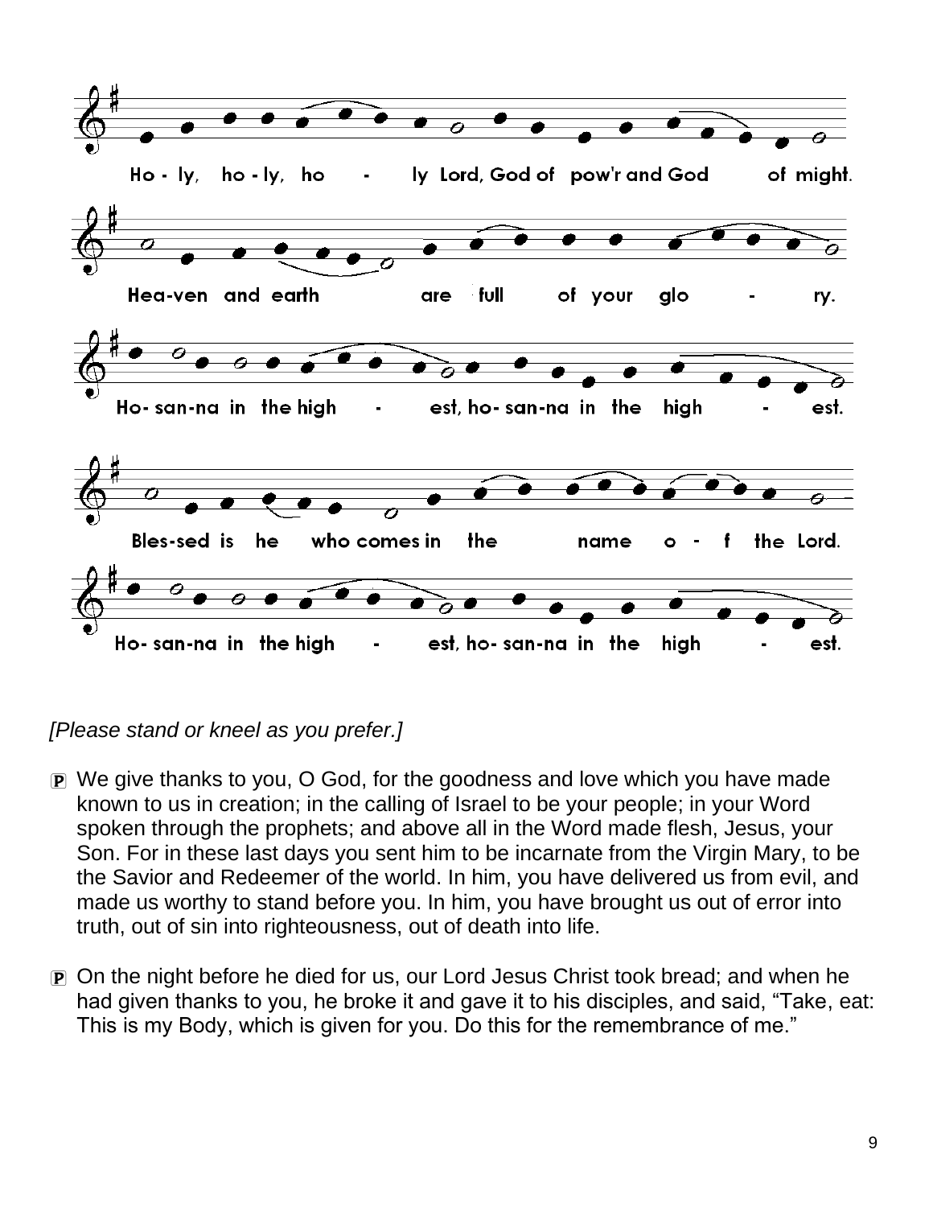Ho - ly, ho - ly, ho - ly Lord, God of pow'r and God of might.

Hea-ven and earth are full of your glo - ry.

Ho- san-na in the high - est, ho- san-na in the high - est.

Bles-sed is he who comes in the name o - f the Lord.

Ho- san-na in the high - est, ho- san-na in the high - est.

*[Please stand or kneel as you prefer.]*

Ⓟ We give thanks to you, O God, for the goodness and love which you have made known to us in creation; in the calling of Israel to be your people; in your Word spoken through the prophets; and above all in the Word made flesh, Jesus, your Son. For in these last days you sent him to be incarnate from the Virgin Mary, to be the Savior and Redeemer of the world. In him, you have delivered us from evil, and made us worthy to stand before you. In him, you have brought us out of error into truth, out of sin into righteousness, out of death into life.

Ⓟ On the night before he died for us, our Lord Jesus Christ took bread; and when he had given thanks to you, he broke it and gave it to his disciples, and said, "Take, eat: This is my Body, which is given for you. Do this for the remembrance of me."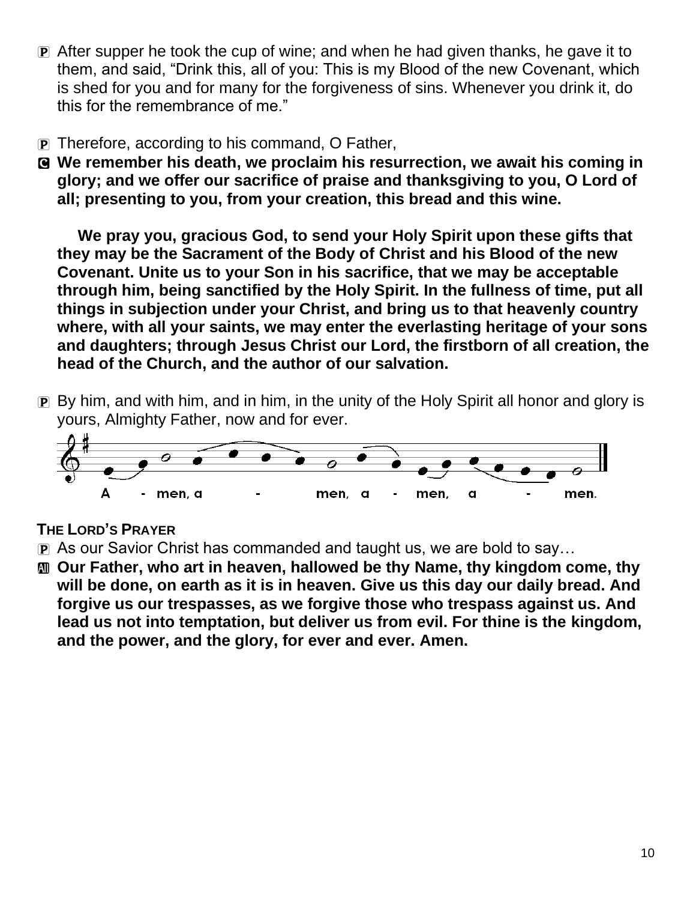P After supper he took the cup of wine; and when he had given thanks, he gave it to them, and said, "Drink this, all of you: This is my Blood of the new Covenant, which is shed for you and for many for the forgiveness of sins. Whenever you drink it, do this for the remembrance of me."

P Therefore, according to his command, O Father,

C **We remember his death, we proclaim his resurrection, we await his coming in glory; and we offer our sacrifice of praise and thanksgiving to you, O Lord of all; presenting to you, from your creation, this bread and this wine.**

**We pray you, gracious God, to send your Holy Spirit upon these gifts that they may be the Sacrament of the Body of Christ and his Blood of the new Covenant. Unite us to your Son in his sacrifice, that we may be acceptable through him, being sanctified by the Holy Spirit. In the fullness of time, put all things in subjection under your Christ, and bring us to that heavenly country where, with all your saints, we may enter the everlasting heritage of your sons and daughters; through Jesus Christ our Lord, the firstborn of all creation, the head of the Church, and the author of our salvation.**

P By him, and with him, and in him, in the unity of the Holy Spirit all honor and glory is yours, Almighty Father, now and for ever.

A - men, a - men, a - men, a - men.

**THE LORD'S PRAYER**

P As our Savior Christ has commanded and taught us, we are bold to say…

All **Our Father, who art in heaven, hallowed be thy Name, thy kingdom come, thy will be done, on earth as it is in heaven. Give us this day our daily bread. And forgive us our trespasses, as we forgive those who trespass against us. And lead us not into temptation, but deliver us from evil. For thine is the kingdom, and the power, and the glory, for ever and ever. Amen.**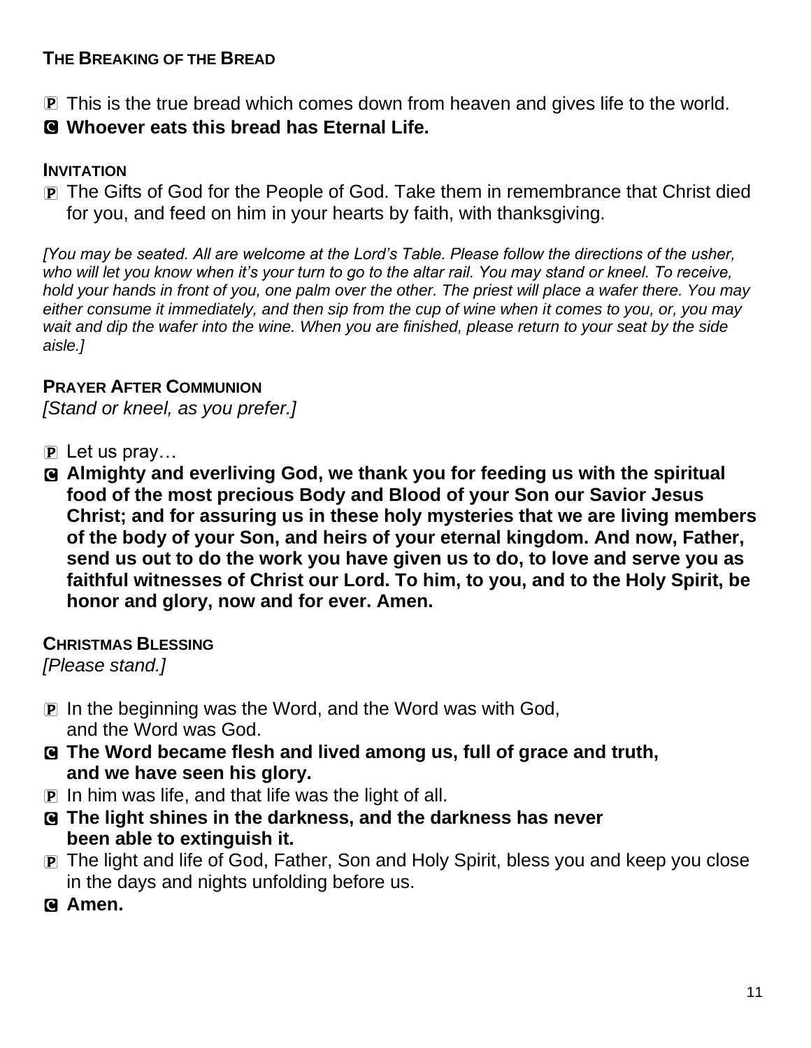**THE BREAKING OF THE BREAD**

Ⓟ This is the true bread which comes down from heaven and gives life to the world.
Ⓒ **Whoever eats this bread has Eternal Life.**

**INVITATION**

Ⓟ The Gifts of God for the People of God. Take them in remembrance that Christ died for you, and feed on him in your hearts by faith, with thanksgiving.

*[You may be seated. All are welcome at the Lord's Table. Please follow the directions of the usher, who will let you know when it's your turn to go to the altar rail. You may stand or kneel. To receive, hold your hands in front of you, one palm over the other. The priest will place a wafer there. You may either consume it immediately, and then sip from the cup of wine when it comes to you, or, you may wait and dip the wafer into the wine. When you are finished, please return to your seat by the side aisle.]*

**PRAYER AFTER COMMUNION**
*[Stand or kneel, as you prefer.]*

Ⓟ Let us pray…
Ⓒ **Almighty and everliving God, we thank you for feeding us with the spiritual food of the most precious Body and Blood of your Son our Savior Jesus Christ; and for assuring us in these holy mysteries that we are living members of the body of your Son, and heirs of your eternal kingdom. And now, Father, send us out to do the work you have given us to do, to love and serve you as faithful witnesses of Christ our Lord. To him, to you, and to the Holy Spirit, be honor and glory, now and for ever. Amen.**

**CHRISTMAS BLESSING**
*[Please stand.]*

Ⓟ In the beginning was the Word, and the Word was with God, and the Word was God.
Ⓒ **The Word became flesh and lived among us, full of grace and truth, and we have seen his glory.**
Ⓟ In him was life, and that life was the light of all.
Ⓒ **The light shines in the darkness, and the darkness has never been able to extinguish it.**
Ⓟ The light and life of God, Father, Son and Holy Spirit, bless you and keep you close in the days and nights unfolding before us.
Ⓒ **Amen.**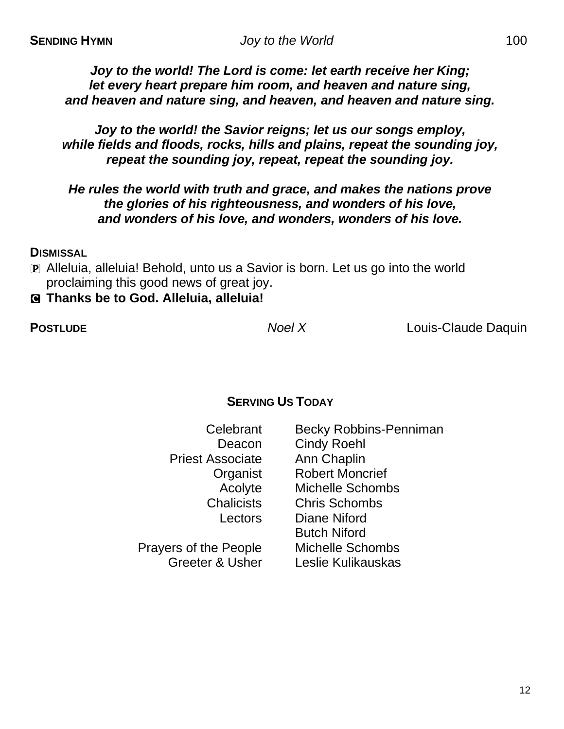**SENDING HYMN** *Joy to the World* 100

***Joy to the world! The Lord is come: let earth receive her King;***
***let every heart prepare him room, and heaven and nature sing,***
***and heaven and nature sing, and heaven, and heaven and nature sing.***

***Joy to the world! the Savior reigns; let us our songs employ,***
***while fields and floods, rocks, hills and plains, repeat the sounding joy,***
***repeat the sounding joy, repeat, repeat the sounding joy.***

***He rules the world with truth and grace, and makes the nations prove***
***the glories of his righteousness, and wonders of his love,***
***and wonders of his love, and wonders, wonders of his love.***

**DISMISSAL**

P Alleluia, alleluia! Behold, unto us a Savior is born. Let us go into the world proclaiming this good news of great joy.

**C Thanks be to God. Alleluia, alleluia!**

**POSTLUDE** *Noel X* Louis-Claude Daquin

**SERVING US TODAY**

| | |
|---|---|
| Celebrant | Becky Robbins-Penniman |
| Deacon | Cindy Roehl |
| Priest Associate | Ann Chaplin |
| Organist | Robert Moncrief |
| Acolyte | Michelle Schombs |
| Chalicists | Chris Schombs |
| Lectors | Diane Niford |
| | Butch Niford |
| Prayers of the People | Michelle Schombs |
| Greeter & Usher | Leslie Kulikauskas |